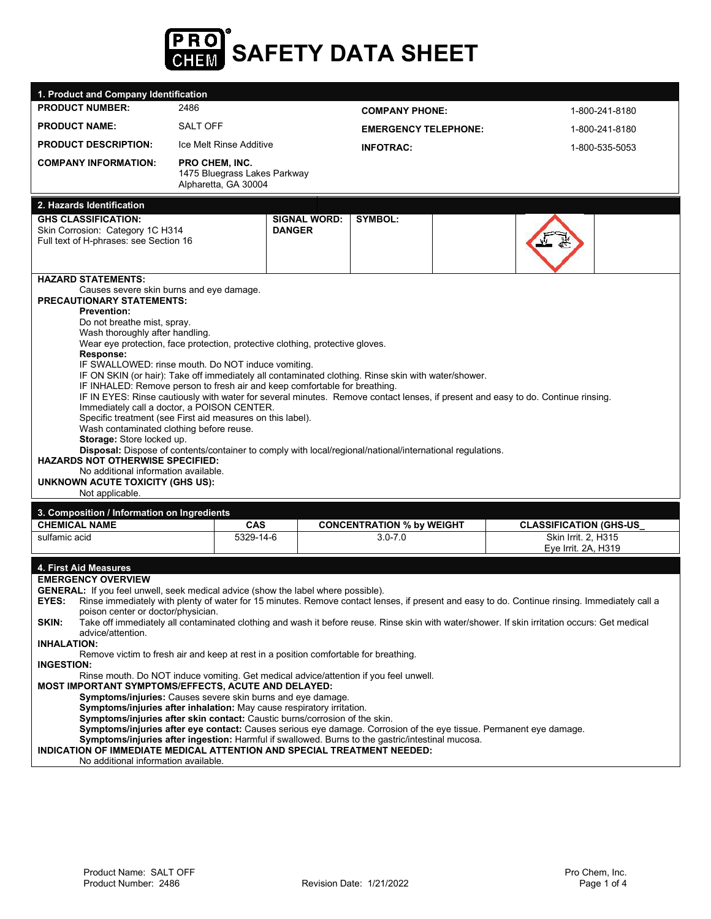# SAFETY DATA SHEET

## 1. Product and Company Identification

| | | | |
|---|---|---|---|
| **PRODUCT NUMBER:** | 2486 | **COMPANY PHONE:** | 1-800-241-8180 |
| **PRODUCT NAME:** | SALT OFF | **EMERGENCY TELEPHONE:** | 1-800-241-8180 |
| **PRODUCT DESCRIPTION:** | Ice Melt Rinse Additive | **INFOTRAC:** | 1-800-535-5053 |
| **COMPANY INFORMATION:** | **PRO CHEM, INC.** 1475 Bluegrass Lakes Parkway Alpharetta, GA 30004 | | |

## 2. Hazards Identification

| GHS CLASSIFICATION: | SIGNAL WORD: | SYMBOL: |
|---|---|---|
| Skin Corrosion: Category 1C H314 Full text of H-phrases: see Section 16 | **DANGER** | |

**HAZARD STATEMENTS:**

Causes severe skin burns and eye damage.

**PRECAUTIONARY STATEMENTS:**

**Prevention:**

Do not breathe mist, spray.
Wash thoroughly after handling.
Wear eye protection, face protection, protective clothing, protective gloves.

**Response:**

IF SWALLOWED: rinse mouth. Do NOT induce vomiting.
IF ON SKIN (or hair): Take off immediately all contaminated clothing. Rinse skin with water/shower.
IF INHALED: Remove person to fresh air and keep comfortable for breathing.
IF IN EYES: Rinse cautiously with water for several minutes. Remove contact lenses, if present and easy to do. Continue rinsing.
Immediately call a doctor, a POISON CENTER.
Specific treatment (see First aid measures on this label).
Wash contaminated clothing before reuse.

**Storage:** Store locked up.

**Disposal:** Dispose of contents/container to comply with local/regional/national/international regulations.

**HAZARDS NOT OTHERWISE SPECIFIED:**

No additional information available.

**UNKNOWN ACUTE TOXICITY (GHS US):**

Not applicable.

## 3. Composition / Information on Ingredients

| CHEMICAL NAME | CAS | CONCENTRATION % by WEIGHT | CLASSIFICATION (GHS-US_ |
|---|---|---|---|
| sulfamic acid | 5329-14-6 | 3.0-7.0 | Skin Irrit. 2, H315<br>Eye Irrit. 2A, H319 |

## 4. First Aid Measures

**EMERGENCY OVERVIEW**

**GENERAL:** If you feel unwell, seek medical advice (show the label where possible).

**EYES:** Rinse immediately with plenty of water for 15 minutes. Remove contact lenses, if present and easy to do. Continue rinsing. Immediately call a poison center or doctor/physician.

**SKIN:** Take off immediately all contaminated clothing and wash it before reuse. Rinse skin with water/shower. If skin irritation occurs: Get medical advice/attention.

**INHALATION:**

Remove victim to fresh air and keep at rest in a position comfortable for breathing.

**INGESTION:**

Rinse mouth. Do NOT induce vomiting. Get medical advice/attention if you feel unwell.

**MOST IMPORTANT SYMPTOMS/EFFECTS, ACUTE AND DELAYED:**

**Symptoms/injuries:** Causes severe skin burns and eye damage.
**Symptoms/injuries after inhalation:** May cause respiratory irritation.
**Symptoms/injuries after skin contact:** Caustic burns/corrosion of the skin.
**Symptoms/injuries after eye contact:** Causes serious eye damage. Corrosion of the eye tissue. Permanent eye damage.
**Symptoms/injuries after ingestion:** Harmful if swallowed. Burns to the gastric/intestinal mucosa.

**INDICATION OF IMMEDIATE MEDICAL ATTENTION AND SPECIAL TREATMENT NEEDED:**

No additional information available.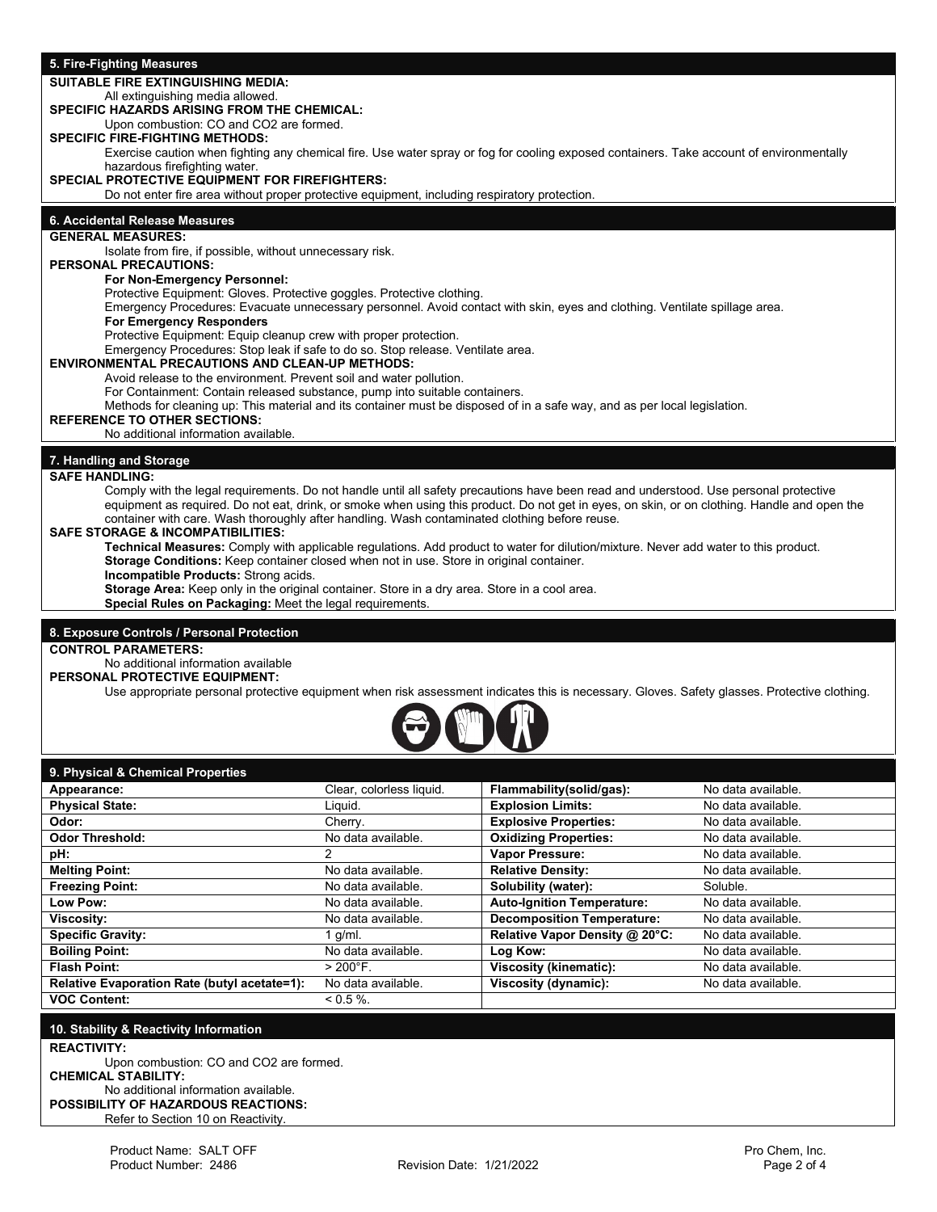## 5. Fire-Fighting Measures

**SUITABLE FIRE EXTINGUISHING MEDIA:**

All extinguishing media allowed.

**SPECIFIC HAZARDS ARISING FROM THE CHEMICAL:**

Upon combustion: CO and $CO_2$ are formed.

**SPECIFIC FIRE-FIGHTING METHODS:**

Exercise caution when fighting any chemical fire. Use water spray or fog for cooling exposed containers. Take account of environmentally hazardous firefighting water.

**SPECIAL PROTECTIVE EQUIPMENT FOR FIREFIGHTERS:**

Do not enter fire area without proper protective equipment, including respiratory protection.

## 6. Accidental Release Measures

**GENERAL MEASURES:**

Isolate from fire, if possible, without unnecessary risk.

**PERSONAL PRECAUTIONS:**

**For Non-Emergency Personnel:**

Protective Equipment: Gloves. Protective goggles. Protective clothing.

Emergency Procedures: Evacuate unnecessary personnel. Avoid contact with skin, eyes and clothing. Ventilate spillage area.

**For Emergency Responders**

Protective Equipment: Equip cleanup crew with proper protection.

Emergency Procedures: Stop leak if safe to do so. Stop release. Ventilate area.

**ENVIRONMENTAL PRECAUTIONS AND CLEAN-UP METHODS:**

Avoid release to the environment. Prevent soil and water pollution.

For Containment: Contain released substance, pump into suitable containers.

Methods for cleaning up: This material and its container must be disposed of in a safe way, and as per local legislation.

**REFERENCE TO OTHER SECTIONS:**

No additional information available.

## 7. Handling and Storage

**SAFE HANDLING:**

Comply with the legal requirements. Do not handle until all safety precautions have been read and understood. Use personal protective equipment as required. Do not eat, drink, or smoke when using this product. Do not get in eyes, on skin, or on clothing. Handle and open the container with care. Wash thoroughly after handling. Wash contaminated clothing before reuse.

**SAFE STORAGE & INCOMPATIBILITIES:**

**Technical Measures:** Comply with applicable regulations. Add product to water for dilution/mixture. Never add water to this product.

**Storage Conditions:** Keep container closed when not in use. Store in original container.

**Incompatible Products:** Strong acids.

**Storage Area:** Keep only in the original container. Store in a dry area. Store in a cool area.

**Special Rules on Packaging:** Meet the legal requirements.

## 8. Exposure Controls / Personal Protection

**CONTROL PARAMETERS:**

No additional information available

**PERSONAL PROTECTIVE EQUIPMENT:**

Use appropriate personal protective equipment when risk assessment indicates this is necessary. Gloves. Safety glasses. Protective clothing.

## 9. Physical & Chemical Properties

| Property | Value | Property | Value |
|---|---|---|---|
| **Appearance:** | Clear, colorless liquid. | **Flammability(solid/gas):** | No data available. |
| **Physical State:** | Liquid. | **Explosion Limits:** | No data available. |
| **Odor:** | Cherry. | **Explosive Properties:** | No data available. |
| **Odor Threshold:** | No data available. | **Oxidizing Properties:** | No data available. |
| **pH:** | 2 | **Vapor Pressure:** | No data available. |
| **Melting Point:** | No data available. | **Relative Density:** | No data available. |
| **Freezing Point:** | No data available. | **Solubility (water):** | Soluble. |
| **Low Pow:** | No data available. | **Auto-Ignition Temperature:** | No data available. |
| **Viscosity:** | No data available. | **Decomposition Temperature:** | No data available. |
| **Specific Gravity:** | 1 g/ml. | **Relative Vapor Density @ 20°C:** | No data available. |
| **Boiling Point:** | No data available. | **Log Kow:** | No data available. |
| **Flash Point:** | > 200°F. | **Viscosity (kinematic):** | No data available. |
| **Relative Evaporation Rate (butyl acetate=1):** | No data available. | **Viscosity (dynamic):** | No data available. |
| **VOC Content:** | < 0.5 %. | | |

## 10. Stability & Reactivity Information

**REACTIVITY:**

Upon combustion: CO and $CO_2$ are formed.

**CHEMICAL STABILITY:**

No additional information available.

**POSSIBILITY OF HAZARDOUS REACTIONS:**

Refer to Section 10 on Reactivity.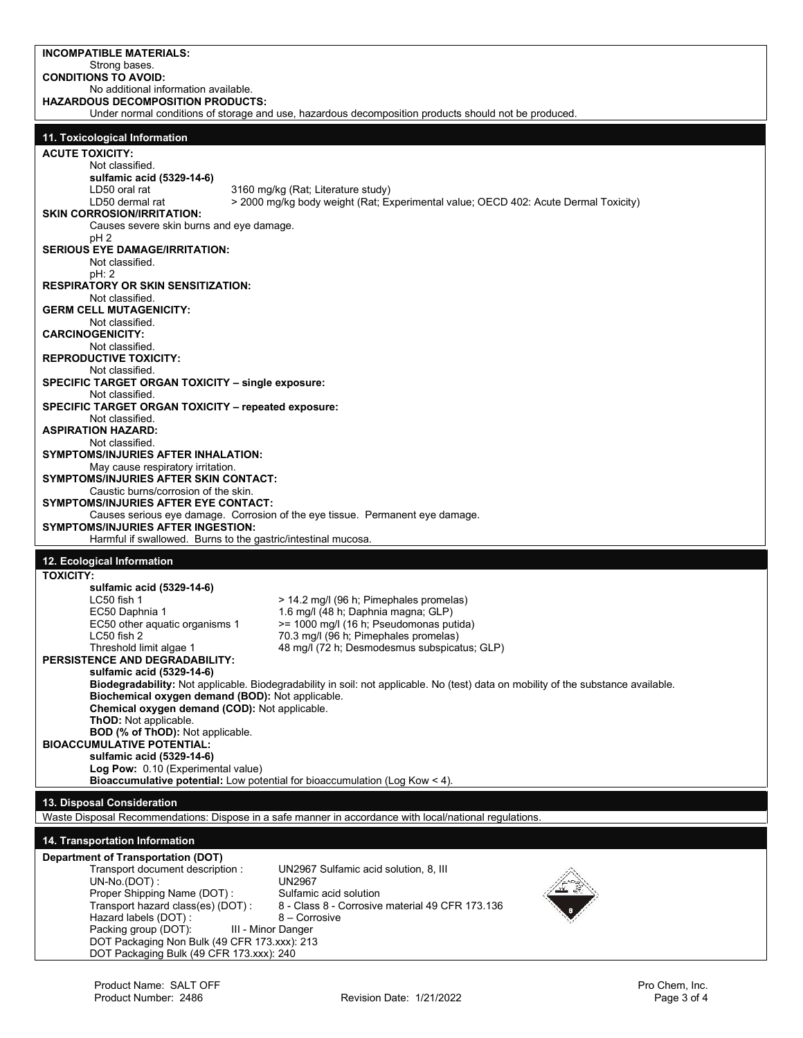**INCOMPATIBLE MATERIALS:**
Strong bases.

**CONDITIONS TO AVOID:**
No additional information available.

**HAZARDOUS DECOMPOSITION PRODUCTS:**
Under normal conditions of storage and use, hazardous decomposition products should not be produced.

## 11. Toxicological Information

**ACUTE TOXICITY:**
Not classified.

**sulfamic acid (5329-14-6)**

| | |
|---|---|
| LD50 oral rat | 3160 mg/kg (Rat; Literature study) |
| LD50 dermal rat | > 2000 mg/kg body weight (Rat; Experimental value; OECD 402: Acute Dermal Toxicity) |

**SKIN CORROSION/IRRITATION:**
Causes severe skin burns and eye damage.
pH 2

**SERIOUS EYE DAMAGE/IRRITATION:**
Not classified.
pH: 2

**RESPIRATORY OR SKIN SENSITIZATION:**
Not classified.

**GERM CELL MUTAGENICITY:**
Not classified.

**CARCINOGENICITY:**
Not classified.

**REPRODUCTIVE TOXICITY:**
Not classified.

**SPECIFIC TARGET ORGAN TOXICITY – single exposure:**
Not classified.

**SPECIFIC TARGET ORGAN TOXICITY – repeated exposure:**
Not classified.

**ASPIRATION HAZARD:**
Not classified.

**SYMPTOMS/INJURIES AFTER INHALATION:**
May cause respiratory irritation.

**SYMPTOMS/INJURIES AFTER SKIN CONTACT:**
Caustic burns/corrosion of the skin.

**SYMPTOMS/INJURIES AFTER EYE CONTACT:**
Causes serious eye damage. Corrosion of the eye tissue. Permanent eye damage.

**SYMPTOMS/INJURIES AFTER INGESTION:**
Harmful if swallowed. Burns to the gastric/intestinal mucosa.

## 12. Ecological Information

**TOXICITY:**

**sulfamic acid (5329-14-6)**

| | |
|---|---|
| LC50 fish 1 | > 14.2 mg/l (96 h; Pimephales promelas) |
| EC50 Daphnia 1 | 1.6 mg/l (48 h; Daphnia magna; GLP) |
| EC50 other aquatic organisms 1 | >= 1000 mg/l (16 h; Pseudomonas putida) |
| LC50 fish 2 | 70.3 mg/l (96 h; Pimephales promelas) |
| Threshold limit algae 1 | 48 mg/l (72 h; Desmodesmus subspicatus; GLP) |

**PERSISTENCE AND DEGRADABILITY:**

**sulfamic acid (5329-14-6)**

**Biodegradability:** Not applicable. Biodegradability in soil: not applicable. No (test) data on mobility of the substance available.
**Biochemical oxygen demand (BOD):** Not applicable.
**Chemical oxygen demand (COD):** Not applicable.
**ThOD:** Not applicable.
**BOD (% of ThOD):** Not applicable.

**BIOACCUMULATIVE POTENTIAL:**

**sulfamic acid (5329-14-6)**

**Log Pow:** 0.10 (Experimental value)
**Bioaccumulative potential:** Low potential for bioaccumulation (Log Kow < 4).

## 13. Disposal Consideration

Waste Disposal Recommendations: Dispose in a safe manner in accordance with local/national regulations.

## 14. Transportation Information

**Department of Transportation (DOT)**

| | |
|---|---|
| Transport document description : | UN2967 Sulfamic acid solution, 8, III |
| UN-No.(DOT) : | UN2967 |
| Proper Shipping Name (DOT) : | Sulfamic acid solution |
| Transport hazard class(es) (DOT) : | 8 - Class 8 - Corrosive material 49 CFR 173.136 |
| Hazard labels (DOT) : | 8 – Corrosive |
| Packing group (DOT): | III - Minor Danger |

DOT Packaging Non Bulk (49 CFR 173.xxx): 213
DOT Packaging Bulk (49 CFR 173.xxx): 240

Product Name: SALT OFF
Product Number: 2486
Revision Date: 1/21/2022
Pro Chem, Inc.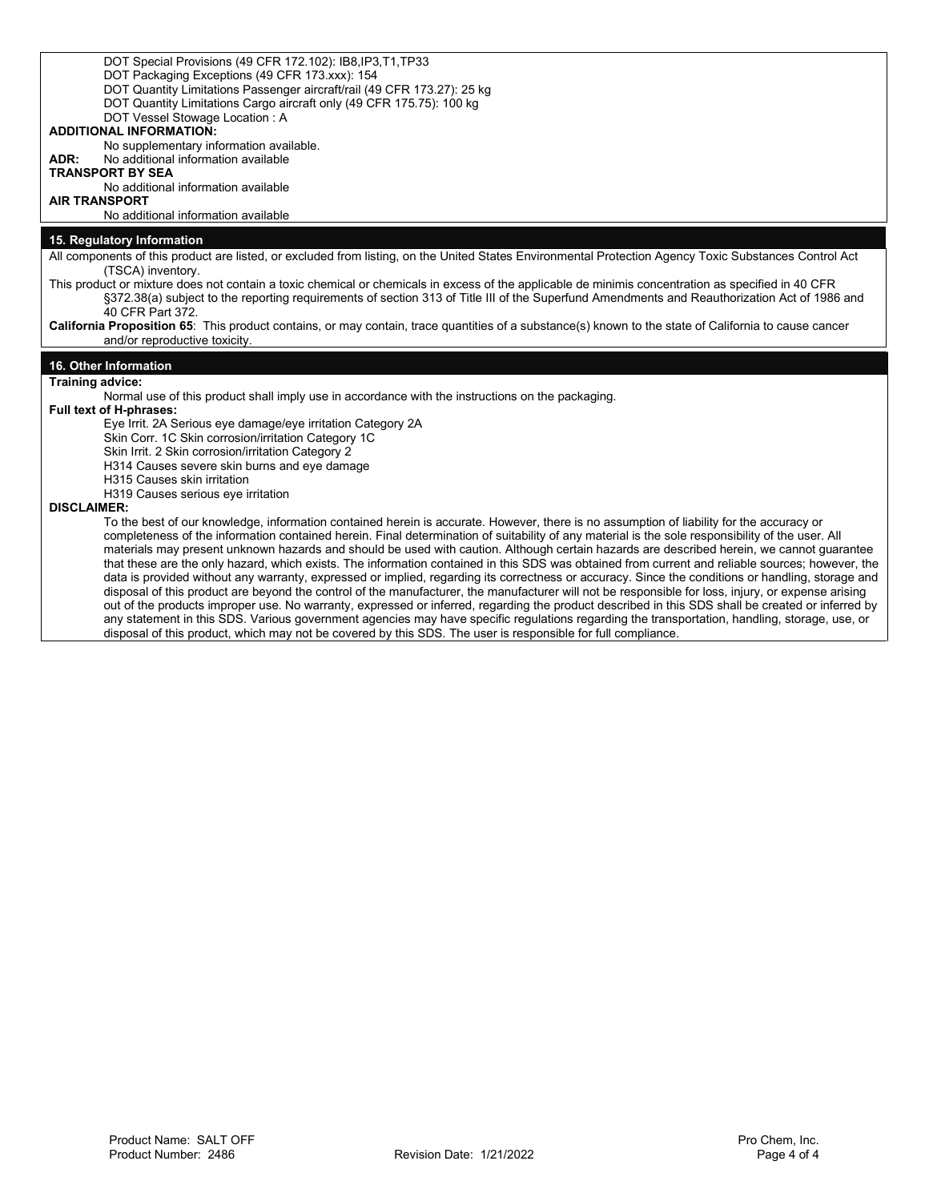DOT Special Provisions (49 CFR 172.102): IB8,IP3,T1,TP33
DOT Packaging Exceptions (49 CFR 173.xxx): 154
DOT Quantity Limitations Passenger aircraft/rail (49 CFR 173.27): 25 kg
DOT Quantity Limitations Cargo aircraft only (49 CFR 175.75): 100 kg
DOT Vessel Stowage Location : A

**ADDITIONAL INFORMATION:**
No supplementary information available.

**ADR:** No additional information available

**TRANSPORT BY SEA**
No additional information available

**AIR TRANSPORT**
No additional information available

## 15. Regulatory Information

All components of this product are listed, or excluded from listing, on the United States Environmental Protection Agency Toxic Substances Control Act (TSCA) inventory.

This product or mixture does not contain a toxic chemical or chemicals in excess of the applicable de minimis concentration as specified in 40 CFR §372.38(a) subject to the reporting requirements of section 313 of Title III of the Superfund Amendments and Reauthorization Act of 1986 and 40 CFR Part 372.

**California Proposition 65**: This product contains, or may contain, trace quantities of a substance(s) known to the state of California to cause cancer and/or reproductive toxicity.

## 16. Other Information

**Training advice:**
Normal use of this product shall imply use in accordance with the instructions on the packaging.

**Full text of H-phrases:**
Eye Irrit. 2A Serious eye damage/eye irritation Category 2A
Skin Corr. 1C Skin corrosion/irritation Category 1C
Skin Irrit. 2 Skin corrosion/irritation Category 2
H314 Causes severe skin burns and eye damage
H315 Causes skin irritation
H319 Causes serious eye irritation

**DISCLAIMER:**
To the best of our knowledge, information contained herein is accurate. However, there is no assumption of liability for the accuracy or completeness of the information contained herein. Final determination of suitability of any material is the sole responsibility of the user. All materials may present unknown hazards and should be used with caution. Although certain hazards are described herein, we cannot guarantee that these are the only hazard, which exists. The information contained in this SDS was obtained from current and reliable sources; however, the data is provided without any warranty, expressed or implied, regarding its correctness or accuracy. Since the conditions or handling, storage and disposal of this product are beyond the control of the manufacturer, the manufacturer will not be responsible for loss, injury, or expense arising out of the products improper use. No warranty, expressed or inferred, regarding the product described in this SDS shall be created or inferred by any statement in this SDS. Various government agencies may have specific regulations regarding the transportation, handling, storage, use, or disposal of this product, which may not be covered by this SDS. The user is responsible for full compliance.